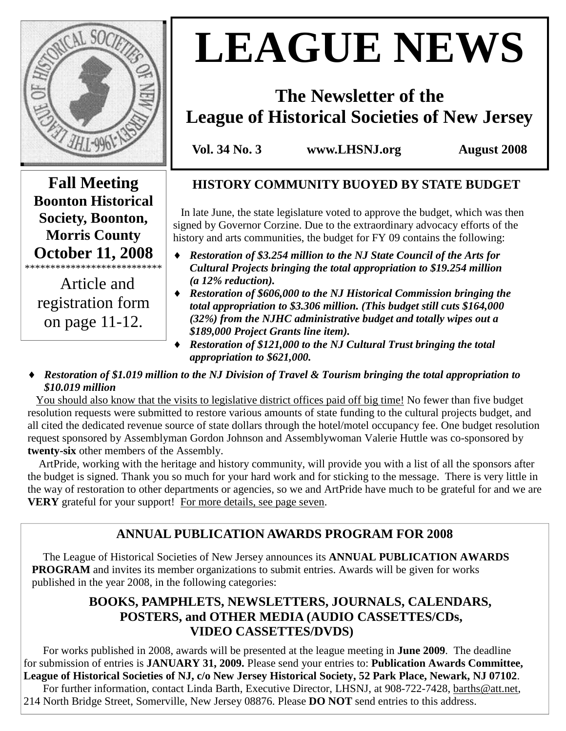# LEAGUE NEWS

## The Newsletter of the League of Historical Societies of New Jersey

**Vol. 34 No. 3** **www.LHSNJ.org** **August 2008**

**Fall Meeting**
**Boonton Historical Society, Boonton, Morris County**
**October 11, 2008**

***************************

Article and registration form on page 11-12.

### HISTORY COMMUNITY BUOYED BY STATE BUDGET

In late June, the state legislature voted to approve the budget, which was then signed by Governor Corzine. Due to the extraordinary advocacy efforts of the history and arts communities, the budget for FY 09 contains the following:

- ***Restoration of $3.254 million to the NJ State Council of the Arts for Cultural Projects bringing the total appropriation to $19.254 million (a 12% reduction).***
- ***Restoration of $606,000 to the NJ Historical Commission bringing the total appropriation to $3.306 million. (This budget still cuts $164,000 (32%) from the NJHC administrative budget and totally wipes out a $189,000 Project Grants line item).***
- ***Restoration of $121,000 to the NJ Cultural Trust bringing the total appropriation to $621,000.***
- ***Restoration of $1.019 million to the NJ Division of Travel & Tourism bringing the total appropriation to $10.019 million***

You should also know that the visits to legislative district offices paid off big time! No fewer than five budget resolution requests were submitted to restore various amounts of state funding to the cultural projects budget, and all cited the dedicated revenue source of state dollars through the hotel/motel occupancy fee. One budget resolution request sponsored by Assemblyman Gordon Johnson and Assemblywoman Valerie Huttle was co-sponsored by **twenty-six** other members of the Assembly.

ArtPride, working with the heritage and history community, will provide you with a list of all the sponsors after the budget is signed. Thank you so much for your hard work and for sticking to the message. There is very little in the way of restoration to other departments or agencies, so we and ArtPride have much to be grateful for and we are **VERY** grateful for your support! For more details, see page seven.

### ANNUAL PUBLICATION AWARDS PROGRAM FOR 2008

The League of Historical Societies of New Jersey announces its **ANNUAL PUBLICATION AWARDS PROGRAM** and invites its member organizations to submit entries. Awards will be given for works published in the year 2008, in the following categories:

**BOOKS, PAMPHLETS, NEWSLETTERS, JOURNALS, CALENDARS, POSTERS, and OTHER MEDIA (AUDIO CASSETTES/CDs, VIDEO CASSETTES/DVDS)**

For works published in 2008, awards will be presented at the league meeting in **June 2009**. The deadline for submission of entries is **JANUARY 31, 2009.** Please send your entries to: **Publication Awards Committee, League of Historical Societies of NJ, c/o New Jersey Historical Society, 52 Park Place, Newark, NJ 07102**.

For further information, contact Linda Barth, Executive Director, LHSNJ, at 908-722-7428, barths@att.net, 214 North Bridge Street, Somerville, New Jersey 08876. Please **DO NOT** send entries to this address.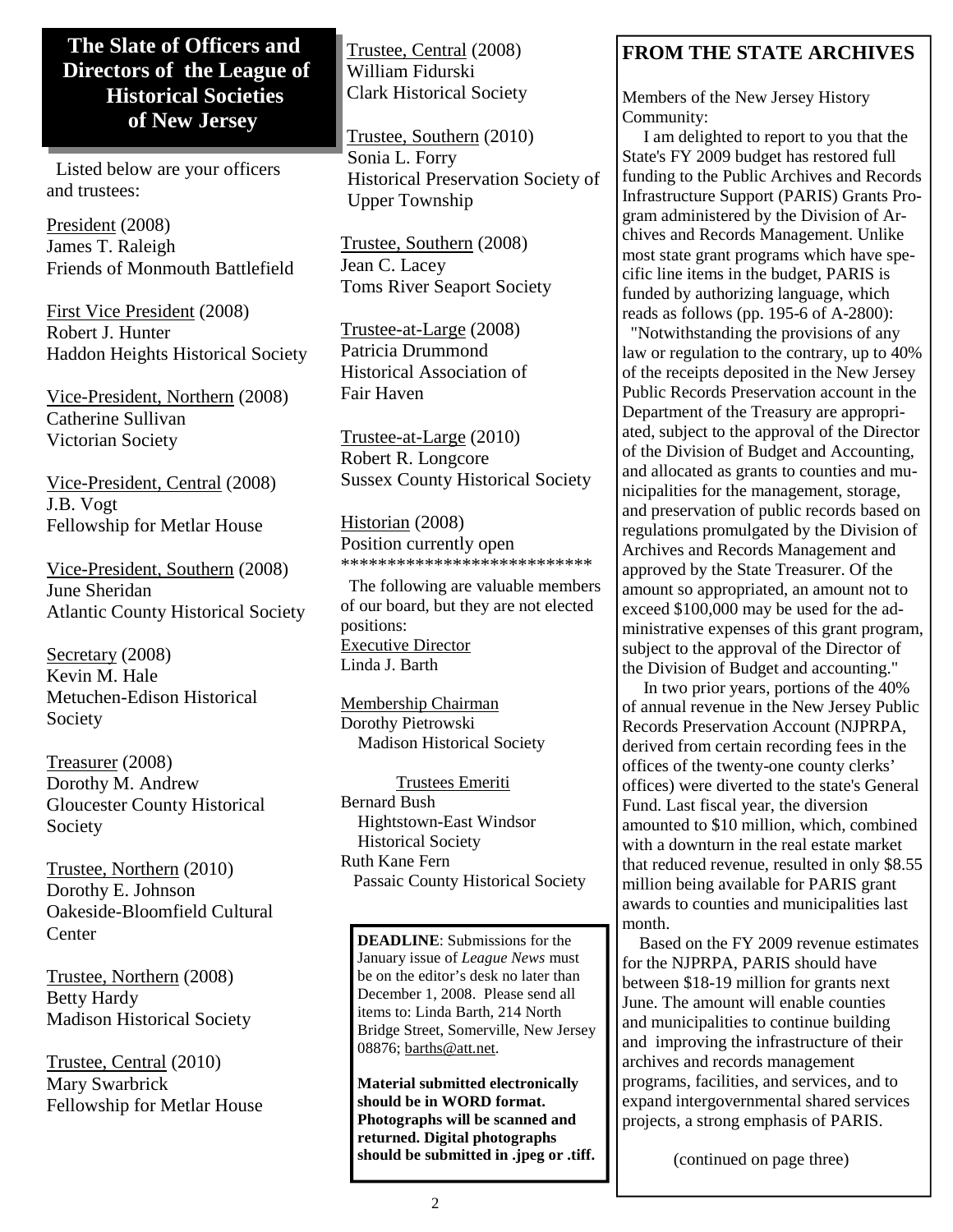# The Slate of Officers and Directors of the League of Historical Societies of New Jersey

Listed below are your officers and trustees:

President (2008)
James T. Raleigh
Friends of Monmouth Battlefield

First Vice President (2008)
Robert J. Hunter
Haddon Heights Historical Society

Vice-President, Northern (2008)
Catherine Sullivan
Victorian Society

Vice-President, Central (2008)
J.B. Vogt
Fellowship for Metlar House

Vice-President, Southern (2008)
June Sheridan
Atlantic County Historical Society

Secretary (2008)
Kevin M. Hale
Metuchen-Edison Historical Society

Treasurer (2008)
Dorothy M. Andrew
Gloucester County Historical Society

Trustee, Northern (2010)
Dorothy E. Johnson
Oakeside-Bloomfield Cultural Center

Trustee, Northern (2008)
Betty Hardy
Madison Historical Society

Trustee, Central (2010)
Mary Swarbrick
Fellowship for Metlar House

Trustee, Central (2008)
William Fidurski
Clark Historical Society

Trustee, Southern (2010)
Sonia L. Forry
Historical Preservation Society of Upper Township

Trustee, Southern (2008)
Jean C. Lacey
Toms River Seaport Society

Trustee-at-Large (2008)
Patricia Drummond
Historical Association of Fair Haven

Trustee-at-Large (2010)
Robert R. Longcore
Sussex County Historical Society

Historian (2008)
Position currently open

***************************

The following are valuable members of our board, but they are not elected positions:

Executive Director
Linda J. Barth

Membership Chairman
Dorothy Pietrowski
Madison Historical Society

Trustees Emeriti

Bernard Bush
Hightstown-East Windsor Historical Society

Ruth Kane Fern
Passaic County Historical Society

**DEADLINE**: Submissions for the January issue of *League News* must be on the editor's desk no later than December 1, 2008. Please send all items to: Linda Barth, 214 North Bridge Street, Somerville, New Jersey 08876; barths@att.net.

**Material submitted electronically should be in WORD format. Photographs will be scanned and returned. Digital photographs should be submitted in .jpeg or .tiff.**

## FROM THE STATE ARCHIVES

Members of the New Jersey History Community:

I am delighted to report to you that the State's FY 2009 budget has restored full funding to the Public Archives and Records Infrastructure Support (PARIS) Grants Program administered by the Division of Archives and Records Management. Unlike most state grant programs which have specific line items in the budget, PARIS is funded by authorizing language, which reads as follows (pp. 195-6 of A-2800):

"Notwithstanding the provisions of any law or regulation to the contrary, up to 40% of the receipts deposited in the New Jersey Public Records Preservation account in the Department of the Treasury are appropriated, subject to the approval of the Director of the Division of Budget and Accounting, and allocated as grants to counties and municipalities for the management, storage, and preservation of public records based on regulations promulgated by the Division of Archives and Records Management and approved by the State Treasurer. Of the amount so appropriated, an amount not to exceed $100,000 may be used for the administrative expenses of this grant program, subject to the approval of the Director of the Division of Budget and accounting."

In two prior years, portions of the 40% of annual revenue in the New Jersey Public Records Preservation Account (NJPRPA, derived from certain recording fees in the offices of the twenty-one county clerks' offices) were diverted to the state's General Fund. Last fiscal year, the diversion amounted to $10 million, which, combined with a downturn in the real estate market that reduced revenue, resulted in only $8.55 million being available for PARIS grant awards to counties and municipalities last month.

Based on the FY 2009 revenue estimates for the NJPRPA, PARIS should have between $18-19 million for grants next June. The amount will enable counties and municipalities to continue building and improving the infrastructure of their archives and records management programs, facilities, and services, and to expand intergovernmental shared services projects, a strong emphasis of PARIS.

(continued on page three)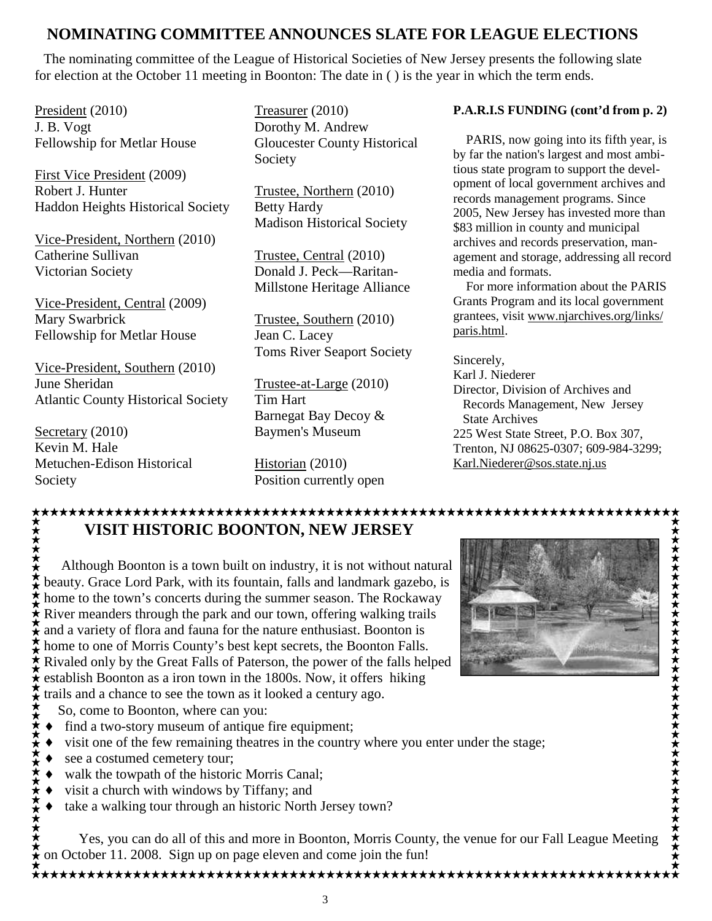## NOMINATING COMMITTEE ANNOUNCES SLATE FOR LEAGUE ELECTIONS

The nominating committee of the League of Historical Societies of New Jersey presents the following slate for election at the October 11 meeting in Boonton: The date in ( ) is the year in which the term ends.

President (2010)
J. B. Vogt
Fellowship for Metlar House

First Vice President (2009)
Robert J. Hunter
Haddon Heights Historical Society

Vice-President, Northern (2010)
Catherine Sullivan
Victorian Society

Vice-President, Central (2009)
Mary Swarbrick
Fellowship for Metlar House

Vice-President, Southern (2010)
June Sheridan
Atlantic County Historical Society

Secretary (2010)
Kevin M. Hale
Metuchen-Edison Historical Society

Treasurer (2010)
Dorothy M. Andrew
Gloucester County Historical Society

Trustee, Northern (2010)
Betty Hardy
Madison Historical Society

Trustee, Central (2010)
Donald J. Peck—Raritan-Millstone Heritage Alliance

Trustee, Southern (2010)
Jean C. Lacey
Toms River Seaport Society

Trustee-at-Large (2010)
Tim Hart
Barnegat Bay Decoy & Baymen's Museum

Historian (2010)
Position currently open

**P.A.R.I.S FUNDING (cont'd from p. 2)**

PARIS, now going into its fifth year, is by far the nation's largest and most ambitious state program to support the development of local government archives and records management programs. Since 2005, New Jersey has invested more than $83 million in county and municipal archives and records preservation, management and storage, addressing all record media and formats.

For more information about the PARIS Grants Program and its local government grantees, visit www.njarchives.org/links/paris.html.

Sincerely,
Karl J. Niederer
Director, Division of Archives and Records Management, New Jersey State Archives
225 West State Street, P.O. Box 307, Trenton, NJ 08625-0307; 609-984-3299; Karl.Niederer@sos.state.nj.us

## VISIT HISTORIC BOONTON, NEW JERSEY

Although Boonton is a town built on industry, it is not without natural beauty. Grace Lord Park, with its fountain, falls and landmark gazebo, is home to the town's concerts during the summer season. The Rockaway River meanders through the park and our town, offering walking trails and a variety of flora and fauna for the nature enthusiast. Boonton is home to one of Morris County's best kept secrets, the Boonton Falls. Rivaled only by the Great Falls of Paterson, the power of the falls helped establish Boonton as a iron town in the 1800s. Now, it offers hiking trails and a chance to see the town as it looked a century ago.

So, come to Boonton, where can you:

- find a two-story museum of antique fire equipment;
- visit one of the few remaining theatres in the country where you enter under the stage;
- see a costumed cemetery tour;
- walk the towpath of the historic Morris Canal;
- visit a church with windows by Tiffany; and
- take a walking tour through an historic North Jersey town?

Yes, you can do all of this and more in Boonton, Morris County, the venue for our Fall League Meeting on October 11. 2008. Sign up on page eleven and come join the fun!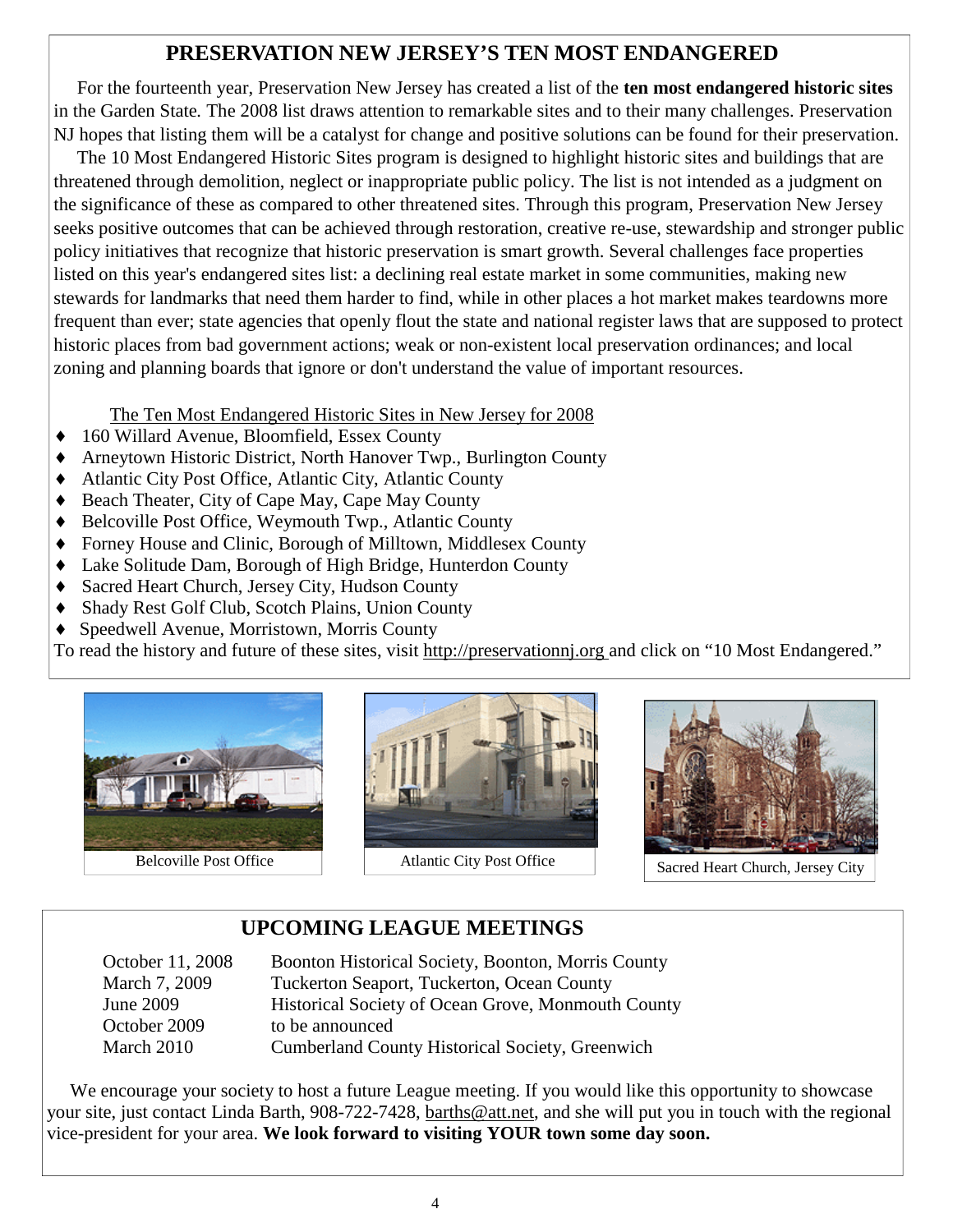## PRESERVATION NEW JERSEY'S TEN MOST ENDANGERED

For the fourteenth year, Preservation New Jersey has created a list of the **ten most endangered historic sites** in the Garden State. The 2008 list draws attention to remarkable sites and to their many challenges. Preservation NJ hopes that listing them will be a catalyst for change and positive solutions can be found for their preservation.

The 10 Most Endangered Historic Sites program is designed to highlight historic sites and buildings that are threatened through demolition, neglect or inappropriate public policy. The list is not intended as a judgment on the significance of these as compared to other threatened sites. Through this program, Preservation New Jersey seeks positive outcomes that can be achieved through restoration, creative re-use, stewardship and stronger public policy initiatives that recognize that historic preservation is smart growth. Several challenges face properties listed on this year's endangered sites list: a declining real estate market in some communities, making new stewards for landmarks that need them harder to find, while in other places a hot market makes teardowns more frequent than ever; state agencies that openly flout the state and national register laws that are supposed to protect historic places from bad government actions; weak or non-existent local preservation ordinances; and local zoning and planning boards that ignore or don't understand the value of important resources.

The Ten Most Endangered Historic Sites in New Jersey for 2008

- 160 Willard Avenue, Bloomfield, Essex County
- Arneytown Historic District, North Hanover Twp., Burlington County
- Atlantic City Post Office, Atlantic City, Atlantic County
- Beach Theater, City of Cape May, Cape May County
- Belcoville Post Office, Weymouth Twp., Atlantic County
- Forney House and Clinic, Borough of Milltown, Middlesex County
- Lake Solitude Dam, Borough of High Bridge, Hunterdon County
- Sacred Heart Church, Jersey City, Hudson County
- Shady Rest Golf Club, Scotch Plains, Union County
- Speedwell Avenue, Morristown, Morris County

To read the history and future of these sites, visit http://preservationnj.org and click on "10 Most Endangered."

Belcoville Post Office

Atlantic City Post Office

Sacred Heart Church, Jersey City

## UPCOMING LEAGUE MEETINGS

| | |
|---|---|
| October 11, 2008 | Boonton Historical Society, Boonton, Morris County |
| March 7, 2009 | Tuckerton Seaport, Tuckerton, Ocean County |
| June 2009 | Historical Society of Ocean Grove, Monmouth County |
| October 2009 | to be announced |
| March 2010 | Cumberland County Historical Society, Greenwich |

We encourage your society to host a future League meeting. If you would like this opportunity to showcase your site, just contact Linda Barth, 908-722-7428, barths@att.net, and she will put you in touch with the regional vice-president for your area. **We look forward to visiting YOUR town some day soon.**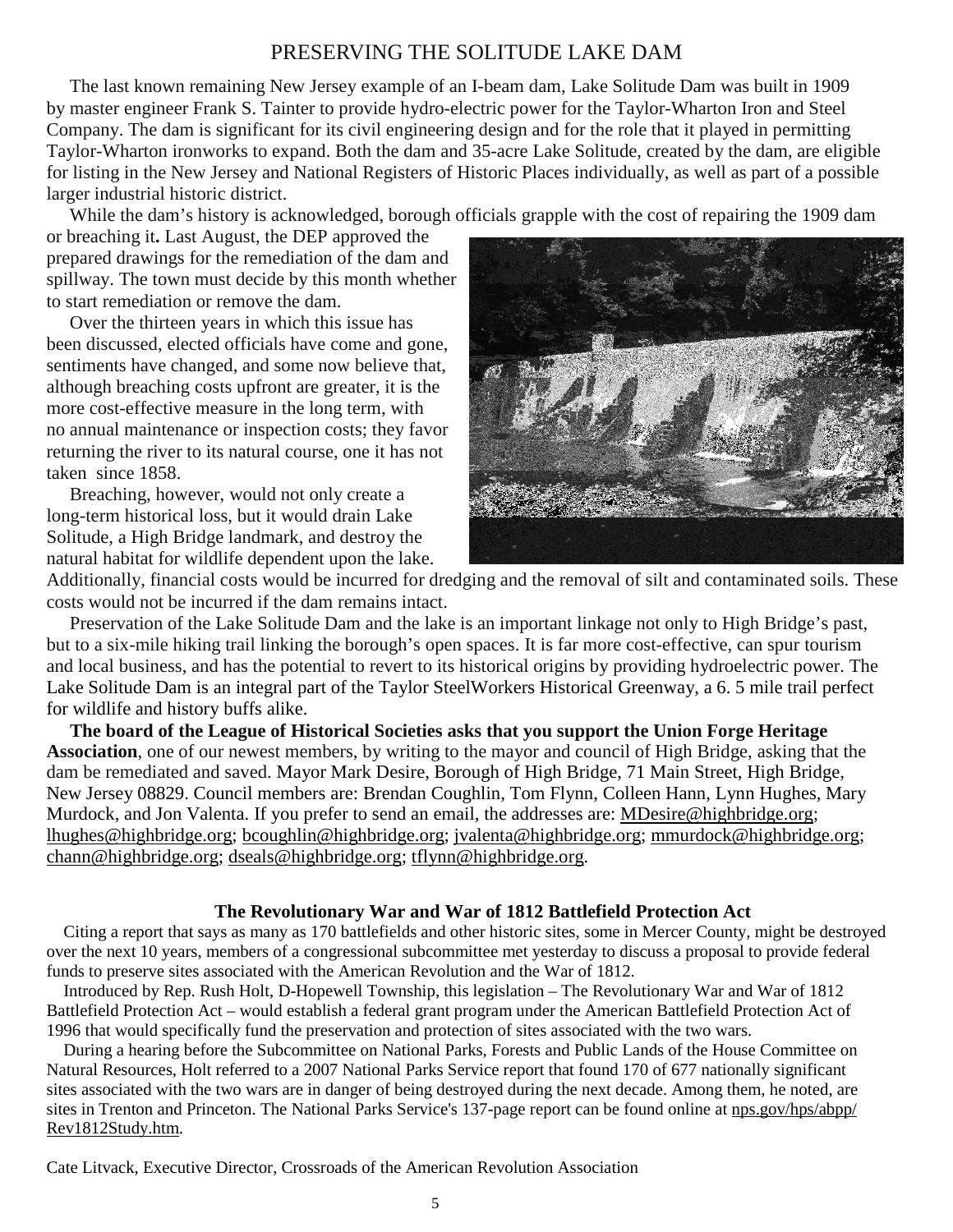## PRESERVING THE SOLITUDE LAKE DAM

The last known remaining New Jersey example of an I-beam dam, Lake Solitude Dam was built in 1909 by master engineer Frank S. Tainter to provide hydro-electric power for the Taylor-Wharton Iron and Steel Company. The dam is significant for its civil engineering design and for the role that it played in permitting Taylor-Wharton ironworks to expand. Both the dam and 35-acre Lake Solitude, created by the dam, are eligible for listing in the New Jersey and National Registers of Historic Places individually, as well as part of a possible larger industrial historic district.

While the dam's history is acknowledged, borough officials grapple with the cost of repairing the 1909 dam or breaching it**.** Last August, the DEP approved the prepared drawings for the remediation of the dam and spillway. The town must decide by this month whether to start remediation or remove the dam.

Over the thirteen years in which this issue has been discussed, elected officials have come and gone, sentiments have changed, and some now believe that, although breaching costs upfront are greater, it is the more cost-effective measure in the long term, with no annual maintenance or inspection costs; they favor returning the river to its natural course, one it has not taken since 1858.

Breaching, however, would not only create a long-term historical loss, but it would drain Lake Solitude, a High Bridge landmark, and destroy the natural habitat for wildlife dependent upon the lake. Additionally, financial costs would be incurred for dredging and the removal of silt and contaminated soils. These costs would not be incurred if the dam remains intact.

Preservation of the Lake Solitude Dam and the lake is an important linkage not only to High Bridge's past, but to a six-mile hiking trail linking the borough's open spaces. It is far more cost-effective, can spur tourism and local business, and has the potential to revert to its historical origins by providing hydroelectric power. The Lake Solitude Dam is an integral part of the Taylor SteelWorkers Historical Greenway, a 6. 5 mile trail perfect for wildlife and history buffs alike.

**The board of the League of Historical Societies asks that you support the Union Forge Heritage Association**, one of our newest members, by writing to the mayor and council of High Bridge, asking that the dam be remediated and saved. Mayor Mark Desire, Borough of High Bridge, 71 Main Street, High Bridge, New Jersey 08829. Council members are: Brendan Coughlin, Tom Flynn, Colleen Hann, Lynn Hughes, Mary Murdock, and Jon Valenta. If you prefer to send an email, the addresses are: MDesire@highbridge.org; lhughes@highbridge.org; bcoughlin@highbridge.org; jvalenta@highbridge.org; mmurdock@highbridge.org; chann@highbridge.org; dseals@highbridge.org; tflynn@highbridge.org.

### The Revolutionary War and War of 1812 Battlefield Protection Act

Citing a report that says as many as 170 battlefields and other historic sites, some in Mercer County, might be destroyed over the next 10 years, members of a congressional subcommittee met yesterday to discuss a proposal to provide federal funds to preserve sites associated with the American Revolution and the War of 1812.

Introduced by Rep. Rush Holt, D-Hopewell Township, this legislation – The Revolutionary War and War of 1812 Battlefield Protection Act – would establish a federal grant program under the American Battlefield Protection Act of 1996 that would specifically fund the preservation and protection of sites associated with the two wars.

During a hearing before the Subcommittee on National Parks, Forests and Public Lands of the House Committee on Natural Resources, Holt referred to a 2007 National Parks Service report that found 170 of 677 nationally significant sites associated with the two wars are in danger of being destroyed during the next decade. Among them, he noted, are sites in Trenton and Princeton. The National Parks Service's 137-page report can be found online at nps.gov/hps/abpp/Rev1812Study.htm.

Cate Litvack, Executive Director, Crossroads of the American Revolution Association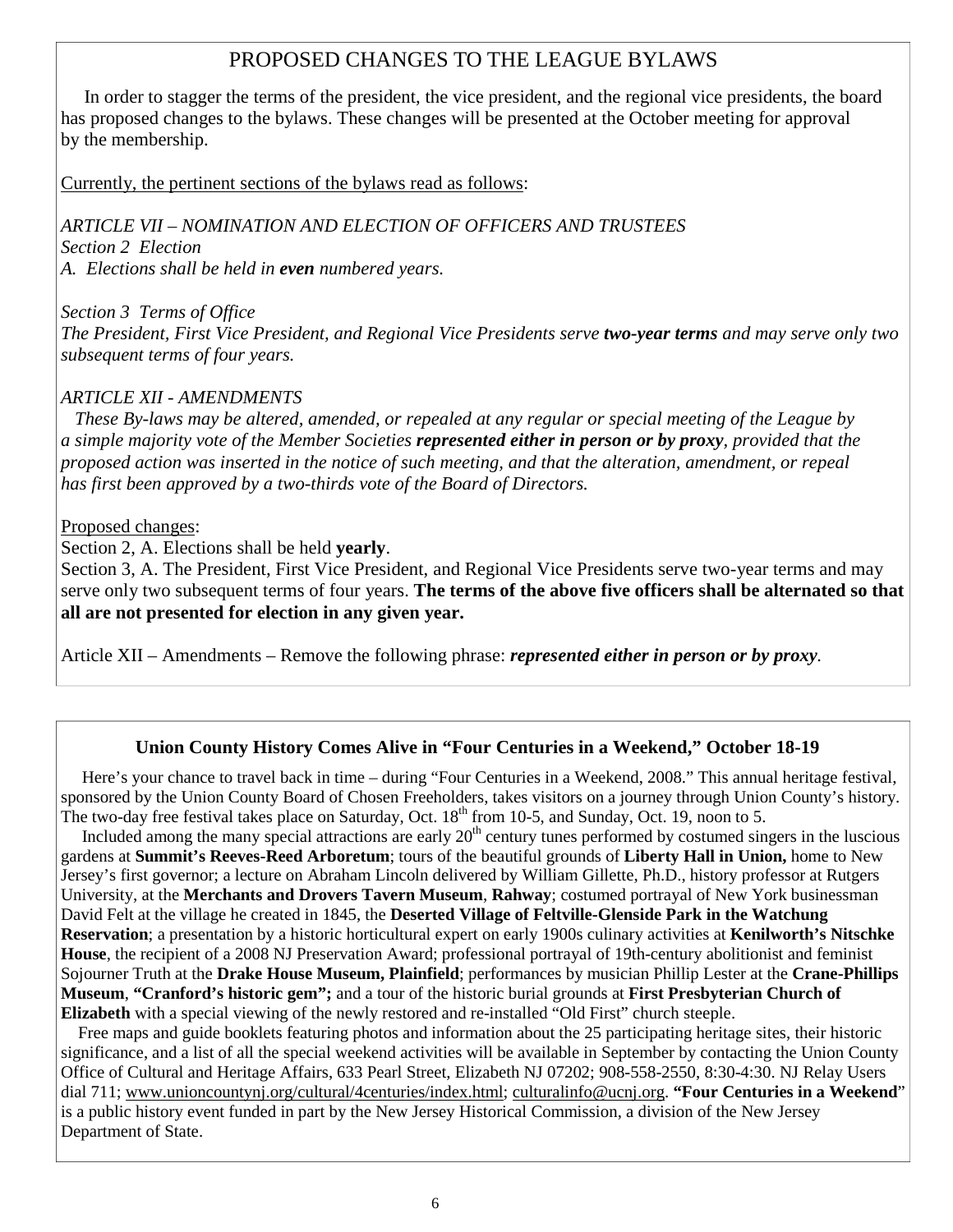## PROPOSED CHANGES TO THE LEAGUE BYLAWS

In order to stagger the terms of the president, the vice president, and the regional vice presidents, the board has proposed changes to the bylaws. These changes will be presented at the October meeting for approval by the membership.

Currently, the pertinent sections of the bylaws read as follows:

*ARTICLE VII – NOMINATION AND ELECTION OF OFFICERS AND TRUSTEES*
*Section 2 Election*
*A. Elections shall be held in **even** numbered years.*

*Section 3 Terms of Office*
*The President, First Vice President, and Regional Vice Presidents serve **two-year terms** and may serve only two subsequent terms of four years.*

*ARTICLE XII - AMENDMENTS*
*These By-laws may be altered, amended, or repealed at any regular or special meeting of the League by a simple majority vote of the Member Societies **represented either in person or by proxy**, provided that the proposed action was inserted in the notice of such meeting, and that the alteration, amendment, or repeal has first been approved by a two-thirds vote of the Board of Directors.*

Proposed changes:
Section 2, A. Elections shall be held **yearly**.
Section 3, A. The President, First Vice President, and Regional Vice Presidents serve two-year terms and may serve only two subsequent terms of four years. **The terms of the above five officers shall be alternated so that all are not presented for election in any given year.**

Article XII – Amendments – Remove the following phrase: ***represented either in person or by proxy***.

### Union County History Comes Alive in "Four Centuries in a Weekend," October 18-19

Here's your chance to travel back in time – during "Four Centuries in a Weekend, 2008." This annual heritage festival, sponsored by the Union County Board of Chosen Freeholders, takes visitors on a journey through Union County's history. The two-day free festival takes place on Saturday, Oct. 18th from 10-5, and Sunday, Oct. 19, noon to 5.

Included among the many special attractions are early 20th century tunes performed by costumed singers in the luscious gardens at **Summit's Reeves-Reed Arboretum**; tours of the beautiful grounds of **Liberty Hall in Union,** home to New Jersey's first governor; a lecture on Abraham Lincoln delivered by William Gillette, Ph.D., history professor at Rutgers University, at the **Merchants and Drovers Tavern Museum**, **Rahway**; costumed portrayal of New York businessman David Felt at the village he created in 1845, the **Deserted Village of Feltville-Glenside Park in the Watchung Reservation**; a presentation by a historic horticultural expert on early 1900s culinary activities at **Kenilworth's Nitschke House**, the recipient of a 2008 NJ Preservation Award; professional portrayal of 19th-century abolitionist and feminist Sojourner Truth at the **Drake House Museum, Plainfield**; performances by musician Phillip Lester at the **Crane-Phillips Museum**, **"Cranford's historic gem";** and a tour of the historic burial grounds at **First Presbyterian Church of Elizabeth** with a special viewing of the newly restored and re-installed "Old First" church steeple.

Free maps and guide booklets featuring photos and information about the 25 participating heritage sites, their historic significance, and a list of all the special weekend activities will be available in September by contacting the Union County Office of Cultural and Heritage Affairs, 633 Pearl Street, Elizabeth NJ 07202; 908-558-2550, 8:30-4:30. NJ Relay Users dial 711; www.unioncountynj.org/cultural/4centuries/index.html; culturalinfo@ucnj.org. **"Four Centuries in a Weekend"** is a public history event funded in part by the New Jersey Historical Commission, a division of the New Jersey Department of State.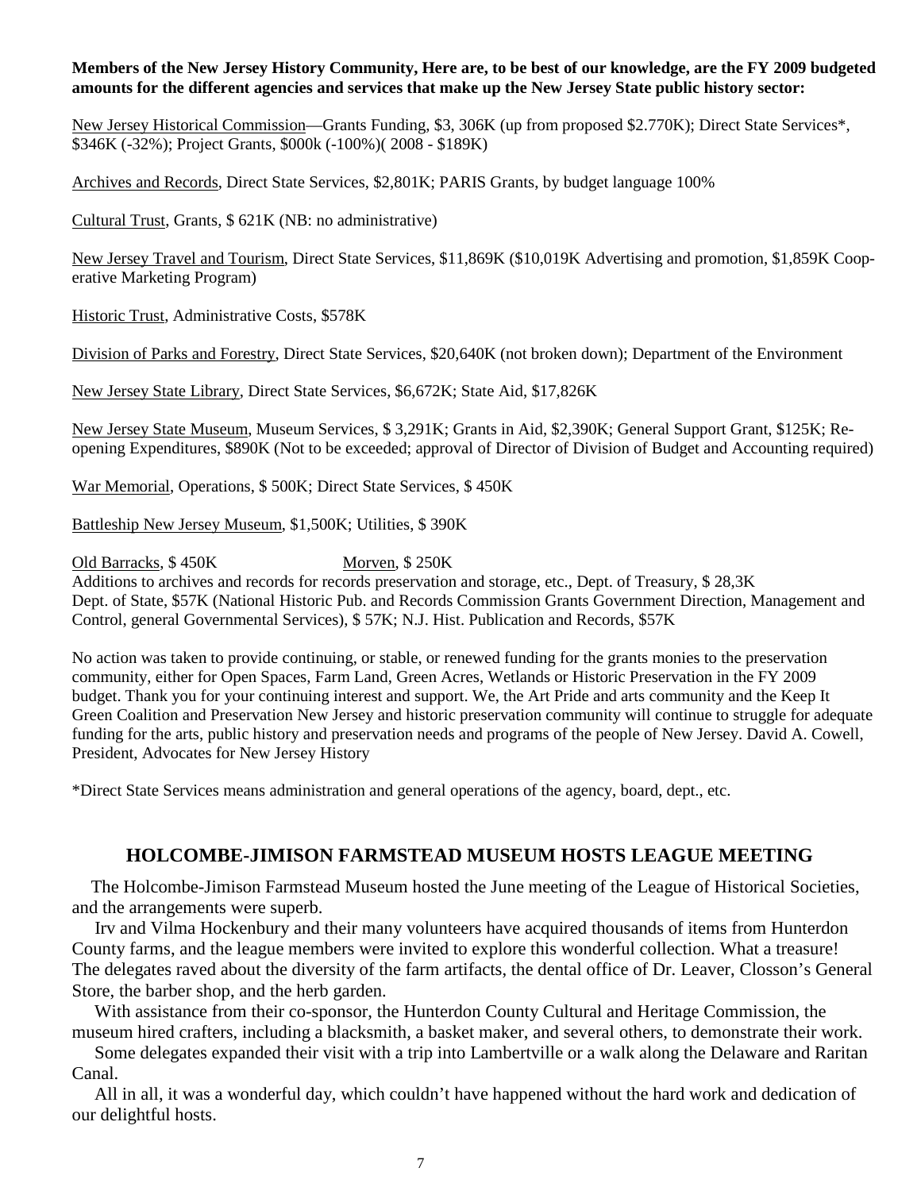**Members of the New Jersey History Community, Here are, to be best of our knowledge, are the FY 2009 budgeted amounts for the different agencies and services that make up the New Jersey State public history sector:**

New Jersey Historical Commission—Grants Funding, $3, 306K (up from proposed $2.770K); Direct State Services*, $346K (-32%); Project Grants, $000k (-100%)( 2008 - $189K)

Archives and Records, Direct State Services, $2,801K; PARIS Grants, by budget language 100%

Cultural Trust, Grants, $ 621K (NB: no administrative)

New Jersey Travel and Tourism, Direct State Services, $11,869K ($10,019K Advertising and promotion, $1,859K Cooperative Marketing Program)

Historic Trust, Administrative Costs, $578K

Division of Parks and Forestry, Direct State Services, $20,640K (not broken down); Department of the Environment

New Jersey State Library, Direct State Services, $6,672K; State Aid, $17,826K

New Jersey State Museum, Museum Services, $ 3,291K; Grants in Aid, $2,390K; General Support Grant, $125K; Reopening Expenditures, $890K (Not to be exceeded; approval of Director of Division of Budget and Accounting required)

War Memorial, Operations, $ 500K; Direct State Services, $ 450K

Battleship New Jersey Museum, $1,500K; Utilities, $ 390K

Old Barracks, $ 450K Morven, $ 250K

Additions to archives and records for records preservation and storage, etc., Dept. of Treasury, $ 28,3K

Dept. of State, $57K (National Historic Pub. and Records Commission Grants Government Direction, Management and Control, general Governmental Services), $ 57K; N.J. Hist. Publication and Records, $57K

No action was taken to provide continuing, or stable, or renewed funding for the grants monies to the preservation community, either for Open Spaces, Farm Land, Green Acres, Wetlands or Historic Preservation in the FY 2009 budget. Thank you for your continuing interest and support. We, the Art Pride and arts community and the Keep It Green Coalition and Preservation New Jersey and historic preservation community will continue to struggle for adequate funding for the arts, public history and preservation needs and programs of the people of New Jersey. David A. Cowell, President, Advocates for New Jersey History

*Direct State Services means administration and general operations of the agency, board, dept., etc.

## HOLCOMBE-JIMISON FARMSTEAD MUSEUM HOSTS LEAGUE MEETING

The Holcombe-Jimison Farmstead Museum hosted the June meeting of the League of Historical Societies, and the arrangements were superb.

Irv and Vilma Hockenbury and their many volunteers have acquired thousands of items from Hunterdon County farms, and the league members were invited to explore this wonderful collection. What a treasure! The delegates raved about the diversity of the farm artifacts, the dental office of Dr. Leaver, Closson's General Store, the barber shop, and the herb garden.

With assistance from their co-sponsor, the Hunterdon County Cultural and Heritage Commission, the museum hired crafters, including a blacksmith, a basket maker, and several others, to demonstrate their work.

Some delegates expanded their visit with a trip into Lambertville or a walk along the Delaware and Raritan Canal.

All in all, it was a wonderful day, which couldn't have happened without the hard work and dedication of our delightful hosts.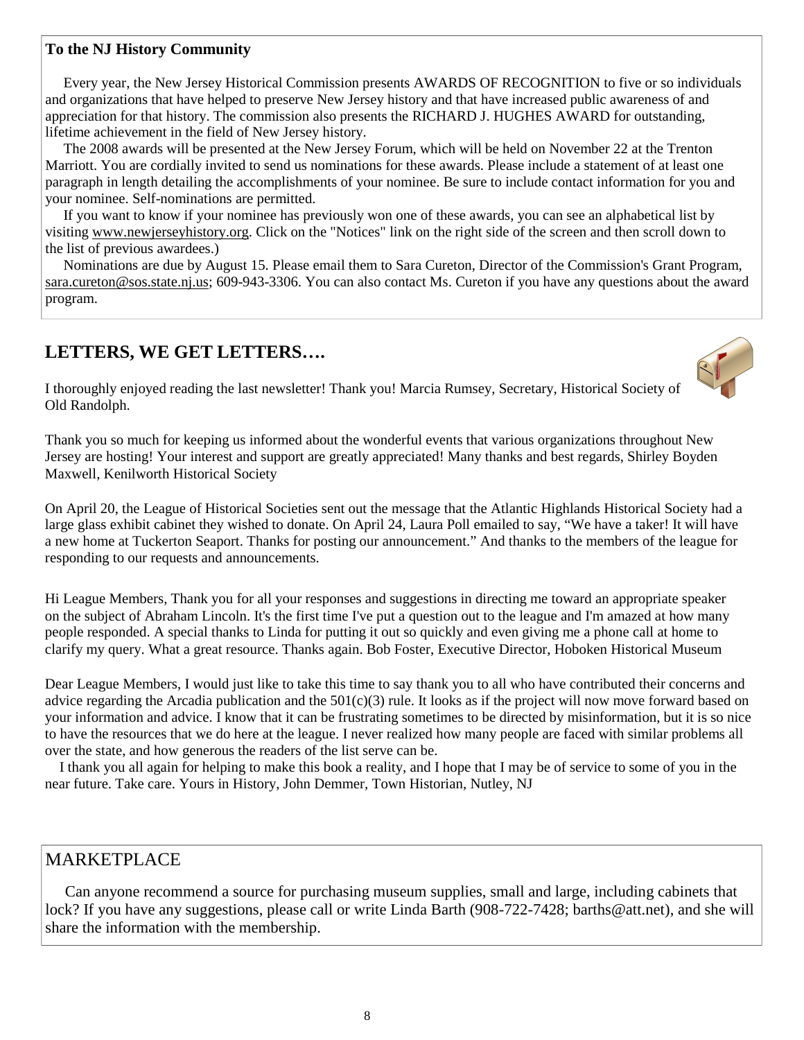**To the NJ History Community**

Every year, the New Jersey Historical Commission presents AWARDS OF RECOGNITION to five or so individuals and organizations that have helped to preserve New Jersey history and that have increased public awareness of and appreciation for that history. The commission also presents the RICHARD J. HUGHES AWARD for outstanding, lifetime achievement in the field of New Jersey history.

The 2008 awards will be presented at the New Jersey Forum, which will be held on November 22 at the Trenton Marriott. You are cordially invited to send us nominations for these awards. Please include a statement of at least one paragraph in length detailing the accomplishments of your nominee. Be sure to include contact information for you and your nominee. Self-nominations are permitted.

If you want to know if your nominee has previously won one of these awards, you can see an alphabetical list by visiting www.newjerseyhistory.org. Click on the "Notices" link on the right side of the screen and then scroll down to the list of previous awardees.)

Nominations are due by August 15. Please email them to Sara Cureton, Director of the Commission's Grant Program, sara.cureton@sos.state.nj.us; 609-943-3306. You can also contact Ms. Cureton if you have any questions about the award program.

## LETTERS, WE GET LETTERS….

I thoroughly enjoyed reading the last newsletter! Thank you! Marcia Rumsey, Secretary, Historical Society of Old Randolph.

Thank you so much for keeping us informed about the wonderful events that various organizations throughout New Jersey are hosting! Your interest and support are greatly appreciated! Many thanks and best regards, Shirley Boyden Maxwell, Kenilworth Historical Society

On April 20, the League of Historical Societies sent out the message that the Atlantic Highlands Historical Society had a large glass exhibit cabinet they wished to donate. On April 24, Laura Poll emailed to say, "We have a taker! It will have a new home at Tuckerton Seaport. Thanks for posting our announcement." And thanks to the members of the league for responding to our requests and announcements.

Hi League Members, Thank you for all your responses and suggestions in directing me toward an appropriate speaker on the subject of Abraham Lincoln. It's the first time I've put a question out to the league and I'm amazed at how many people responded. A special thanks to Linda for putting it out so quickly and even giving me a phone call at home to clarify my query. What a great resource. Thanks again. Bob Foster, Executive Director, Hoboken Historical Museum

Dear League Members, I would just like to take this time to say thank you to all who have contributed their concerns and advice regarding the Arcadia publication and the 501(c)(3) rule. It looks as if the project will now move forward based on your information and advice. I know that it can be frustrating sometimes to be directed by misinformation, but it is so nice to have the resources that we do here at the league. I never realized how many people are faced with similar problems all over the state, and how generous the readers of the list serve can be.

I thank you all again for helping to make this book a reality, and I hope that I may be of service to some of you in the near future. Take care. Yours in History, John Demmer, Town Historian, Nutley, NJ

## MARKETPLACE

Can anyone recommend a source for purchasing museum supplies, small and large, including cabinets that lock? If you have any suggestions, please call or write Linda Barth (908-722-7428; barths@att.net), and she will share the information with the membership.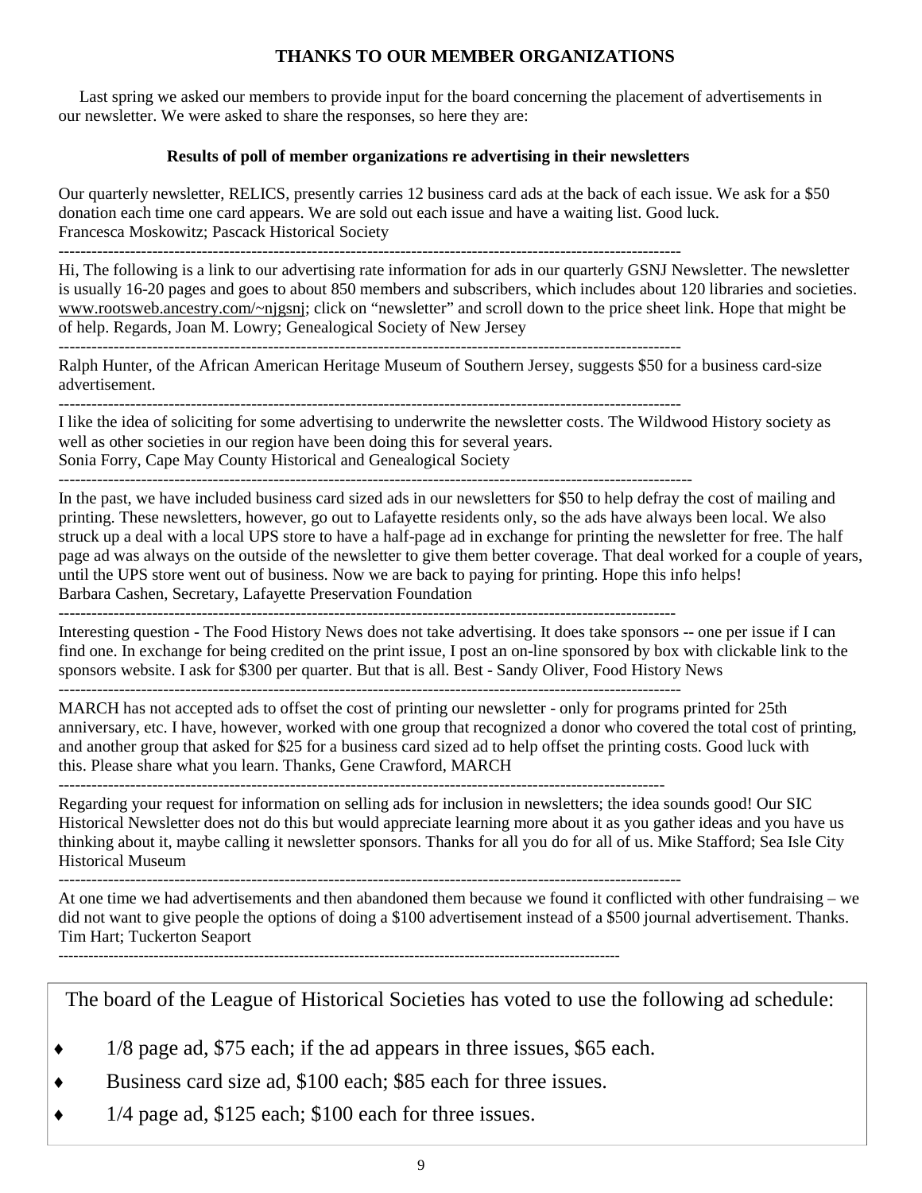## THANKS TO OUR MEMBER ORGANIZATIONS

Last spring we asked our members to provide input for the board concerning the placement of advertisements in our newsletter. We were asked to share the responses, so here they are:

### Results of poll of member organizations re advertising in their newsletters

Our quarterly newsletter, RELICS, presently carries 12 business card ads at the back of each issue. We ask for a $50 donation each time one card appears. We are sold out each issue and have a waiting list. Good luck.
Francesca Moskowitz; Pascack Historical Society

---

Hi, The following is a link to our advertising rate information for ads in our quarterly GSNJ Newsletter. The newsletter is usually 16-20 pages and goes to about 850 members and subscribers, which includes about 120 libraries and societies. www.rootsweb.ancestry.com/~njgsnj; click on "newsletter" and scroll down to the price sheet link. Hope that might be of help. Regards, Joan M. Lowry; Genealogical Society of New Jersey

---

Ralph Hunter, of the African American Heritage Museum of Southern Jersey, suggests $50 for a business card-size advertisement.

---

I like the idea of soliciting for some advertising to underwrite the newsletter costs. The Wildwood History society as well as other societies in our region have been doing this for several years.
Sonia Forry, Cape May County Historical and Genealogical Society

---

In the past, we have included business card sized ads in our newsletters for $50 to help defray the cost of mailing and printing. These newsletters, however, go out to Lafayette residents only, so the ads have always been local. We also struck up a deal with a local UPS store to have a half-page ad in exchange for printing the newsletter for free. The half page ad was always on the outside of the newsletter to give them better coverage. That deal worked for a couple of years, until the UPS store went out of business. Now we are back to paying for printing. Hope this info helps!
Barbara Cashen, Secretary, Lafayette Preservation Foundation

---

Interesting question - The Food History News does not take advertising. It does take sponsors -- one per issue if I can find one. In exchange for being credited on the print issue, I post an on-line sponsored by box with clickable link to the sponsors website. I ask for $300 per quarter. But that is all. Best - Sandy Oliver, Food History News

---

MARCH has not accepted ads to offset the cost of printing our newsletter - only for programs printed for 25th anniversary, etc. I have, however, worked with one group that recognized a donor who covered the total cost of printing, and another group that asked for $25 for a business card sized ad to help offset the printing costs. Good luck with this. Please share what you learn. Thanks, Gene Crawford, MARCH

---

Regarding your request for information on selling ads for inclusion in newsletters; the idea sounds good! Our SIC Historical Newsletter does not do this but would appreciate learning more about it as you gather ideas and you have us thinking about it, maybe calling it newsletter sponsors. Thanks for all you do for all of us. Mike Stafford; Sea Isle City Historical Museum

---

At one time we had advertisements and then abandoned them because we found it conflicted with other fundraising – we did not want to give people the options of doing a $100 advertisement instead of a $500 journal advertisement. Thanks. Tim Hart; Tuckerton Seaport

---

The board of the League of Historical Societies has voted to use the following ad schedule:

- 1/8 page ad, $75 each; if the ad appears in three issues, $65 each.
- Business card size ad, $100 each; $85 each for three issues.
- 1/4 page ad, $125 each; $100 each for three issues.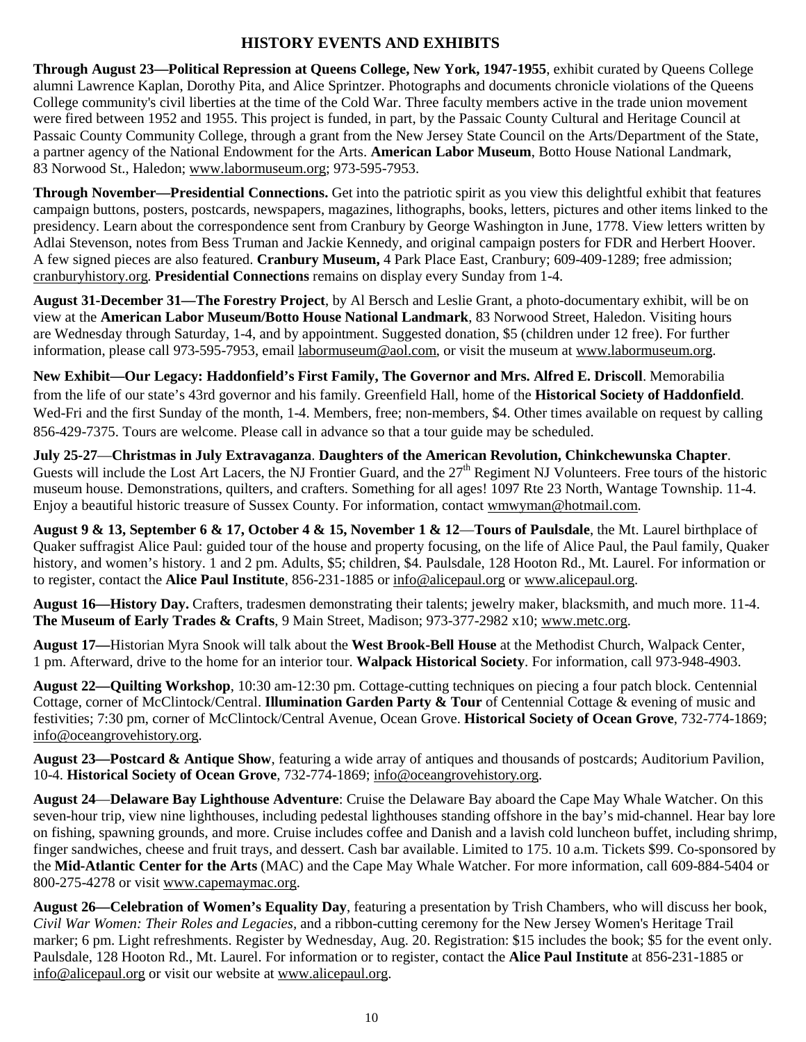## HISTORY EVENTS AND EXHIBITS

**Through August 23—Political Repression at Queens College, New York, 1947-1955**, exhibit curated by Queens College alumni Lawrence Kaplan, Dorothy Pita, and Alice Sprintzer. Photographs and documents chronicle violations of the Queens College community's civil liberties at the time of the Cold War. Three faculty members active in the trade union movement were fired between 1952 and 1955. This project is funded, in part, by the Passaic County Cultural and Heritage Council at Passaic County Community College, through a grant from the New Jersey State Council on the Arts/Department of the State, a partner agency of the National Endowment for the Arts. **American Labor Museum**, Botto House National Landmark, 83 Norwood St., Haledon; www.labormuseum.org; 973-595-7953.

**Through November—Presidential Connections.** Get into the patriotic spirit as you view this delightful exhibit that features campaign buttons, posters, postcards, newspapers, magazines, lithographs, books, letters, pictures and other items linked to the presidency. Learn about the correspondence sent from Cranbury by George Washington in June, 1778. View letters written by Adlai Stevenson, notes from Bess Truman and Jackie Kennedy, and original campaign posters for FDR and Herbert Hoover. A few signed pieces are also featured. **Cranbury Museum,** 4 Park Place East, Cranbury; 609-409-1289; free admission; cranburyhistory.org. **Presidential Connections** remains on display every Sunday from 1-4.

**August 31-December 31—The Forestry Project**, by Al Bersch and Leslie Grant, a photo-documentary exhibit, will be on view at the **American Labor Museum/Botto House National Landmark**, 83 Norwood Street, Haledon. Visiting hours are Wednesday through Saturday, 1-4, and by appointment. Suggested donation, $5 (children under 12 free). For further information, please call 973-595-7953, email labormuseum@aol.com, or visit the museum at www.labormuseum.org.

**New Exhibit—Our Legacy: Haddonfield's First Family, The Governor and Mrs. Alfred E. Driscoll**. Memorabilia from the life of our state's 43rd governor and his family. Greenfield Hall, home of the **Historical Society of Haddonfield**. Wed-Fri and the first Sunday of the month, 1-4. Members, free; non-members, $4. Other times available on request by calling 856-429-7375. Tours are welcome. Please call in advance so that a tour guide may be scheduled.

**July 25-27**—**Christmas in July Extravaganza**. **Daughters of the American Revolution, Chinkchewunska Chapter**. Guests will include the Lost Art Lacers, the NJ Frontier Guard, and the 27th Regiment NJ Volunteers. Free tours of the historic museum house. Demonstrations, quilters, and crafters. Something for all ages! 1097 Rte 23 North, Wantage Township. 11-4. Enjoy a beautiful historic treasure of Sussex County. For information, contact wmwyman@hotmail.com.

**August 9 & 13, September 6 & 17, October 4 & 15, November 1 & 12**—**Tours of Paulsdale**, the Mt. Laurel birthplace of Quaker suffragist Alice Paul: guided tour of the house and property focusing, on the life of Alice Paul, the Paul family, Quaker history, and women's history. 1 and 2 pm. Adults, $5; children, $4. Paulsdale, 128 Hooton Rd., Mt. Laurel. For information or to register, contact the **Alice Paul Institute**, 856-231-1885 or info@alicepaul.org or www.alicepaul.org.

**August 16—History Day.** Crafters, tradesmen demonstrating their talents; jewelry maker, blacksmith, and much more. 11-4. **The Museum of Early Trades & Crafts**, 9 Main Street, Madison; 973-377-2982 x10; www.metc.org.

**August 17—**Historian Myra Snook will talk about the **West Brook-Bell House** at the Methodist Church, Walpack Center, 1 pm. Afterward, drive to the home for an interior tour. **Walpack Historical Society**. For information, call 973-948-4903.

**August 22—Quilting Workshop**, 10:30 am-12:30 pm. Cottage-cutting techniques on piecing a four patch block. Centennial Cottage, corner of McClintock/Central. **Illumination Garden Party & Tour** of Centennial Cottage & evening of music and festivities; 7:30 pm, corner of McClintock/Central Avenue, Ocean Grove. **Historical Society of Ocean Grove**, 732-774-1869; info@oceangrovehistory.org.

**August 23—Postcard & Antique Show**, featuring a wide array of antiques and thousands of postcards; Auditorium Pavilion, 10-4. **Historical Society of Ocean Grove**, 732-774-1869; info@oceangrovehistory.org.

**August 24**—**Delaware Bay Lighthouse Adventure**: Cruise the Delaware Bay aboard the Cape May Whale Watcher. On this seven-hour trip, view nine lighthouses, including pedestal lighthouses standing offshore in the bay's mid-channel. Hear bay lore on fishing, spawning grounds, and more. Cruise includes coffee and Danish and a lavish cold luncheon buffet, including shrimp, finger sandwiches, cheese and fruit trays, and dessert. Cash bar available. Limited to 175. 10 a.m. Tickets $99. Co-sponsored by the **Mid-Atlantic Center for the Arts** (MAC) and the Cape May Whale Watcher. For more information, call 609-884-5404 or 800-275-4278 or visit www.capemaymac.org.

**August 26—Celebration of Women's Equality Day**, featuring a presentation by Trish Chambers, who will discuss her book, *Civil War Women: Their Roles and Legacies,* and a ribbon-cutting ceremony for the New Jersey Women's Heritage Trail marker; 6 pm. Light refreshments. Register by Wednesday, Aug. 20. Registration: $15 includes the book; $5 for the event only. Paulsdale, 128 Hooton Rd., Mt. Laurel. For information or to register, contact the **Alice Paul Institute** at 856-231-1885 or info@alicepaul.org or visit our website at www.alicepaul.org.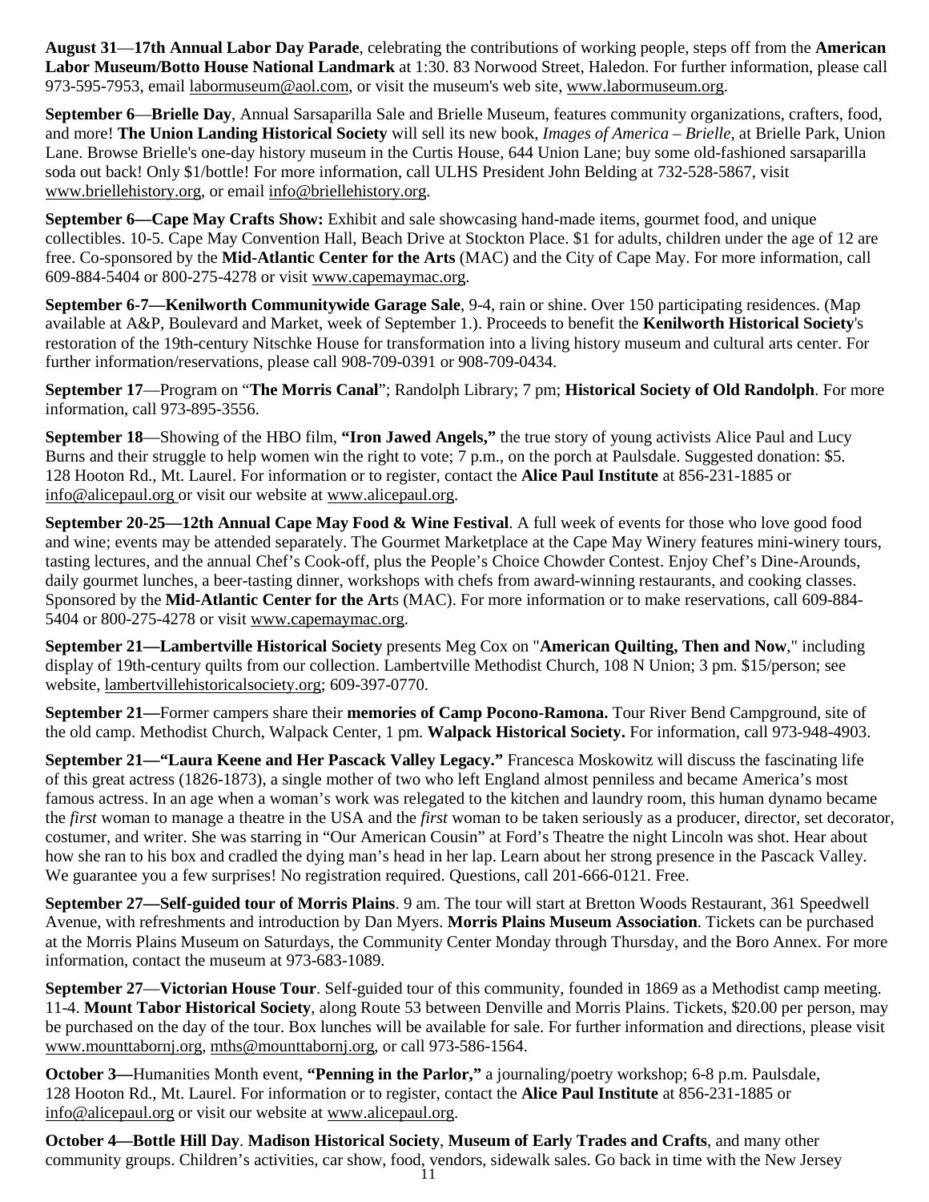**August 31**—**17th Annual Labor Day Parade**, celebrating the contributions of working people, steps off from the **American Labor Museum/Botto House National Landmark** at 1:30. 83 Norwood Street, Haledon. For further information, please call 973-595-7953, email labormuseum@aol.com, or visit the museum's web site, www.labormuseum.org.

**September 6**—**Brielle Day**, Annual Sarsaparilla Sale and Brielle Museum, features community organizations, crafters, food, and more! **The Union Landing Historical Society** will sell its new book, *Images of America – Brielle*, at Brielle Park, Union Lane. Browse Brielle's one-day history museum in the Curtis House, 644 Union Lane; buy some old-fashioned sarsaparilla soda out back! Only $1/bottle! For more information, call ULHS President John Belding at 732-528-5867, visit www.briellehistory.org, or email info@briellehistory.org.

**September 6—Cape May Crafts Show:** Exhibit and sale showcasing hand-made items, gourmet food, and unique collectibles. 10-5. Cape May Convention Hall, Beach Drive at Stockton Place. $1 for adults, children under the age of 12 are free. Co-sponsored by the **Mid-Atlantic Center for the Arts** (MAC) and the City of Cape May. For more information, call 609-884-5404 or 800-275-4278 or visit www.capemaymac.org.

**September 6-7—Kenilworth Communitywide Garage Sale**, 9-4, rain or shine. Over 150 participating residences. (Map available at A&P, Boulevard and Market, week of September 1.). Proceeds to benefit the **Kenilworth Historical Society**'s restoration of the 19th-century Nitschke House for transformation into a living history museum and cultural arts center. For further information/reservations, please call 908-709-0391 or 908-709-0434.

**September 17**—Program on "**The Morris Canal**"; Randolph Library; 7 pm; **Historical Society of Old Randolph**. For more information, call 973-895-3556.

**September 18**—Showing of the HBO film, **"Iron Jawed Angels,"** the true story of young activists Alice Paul and Lucy Burns and their struggle to help women win the right to vote; 7 p.m., on the porch at Paulsdale. Suggested donation: $5. 128 Hooton Rd., Mt. Laurel. For information or to register, contact the **Alice Paul Institute** at 856-231-1885 or info@alicepaul.org or visit our website at www.alicepaul.org.

**September 20-25—12th Annual Cape May Food & Wine Festival**. A full week of events for those who love good food and wine; events may be attended separately. The Gourmet Marketplace at the Cape May Winery features mini-winery tours, tasting lectures, and the annual Chef's Cook-off, plus the People's Choice Chowder Contest. Enjoy Chef's Dine-Arounds, daily gourmet lunches, a beer-tasting dinner, workshops with chefs from award-winning restaurants, and cooking classes. Sponsored by the **Mid-Atlantic Center for the Art**s (MAC). For more information or to make reservations, call 609-884-5404 or 800-275-4278 or visit www.capemaymac.org.

**September 21—Lambertville Historical Society** presents Meg Cox on "**American Quilting, Then and Now**," including display of 19th-century quilts from our collection. Lambertville Methodist Church, 108 N Union; 3 pm. $15/person; see website, lambertvillehistoricalsociety.org; 609-397-0770.

**September 21—**Former campers share their **memories of Camp Pocono-Ramona.** Tour River Bend Campground, site of the old camp. Methodist Church, Walpack Center, 1 pm. **Walpack Historical Society.** For information, call 973-948-4903.

**September 21—"Laura Keene and Her Pascack Valley Legacy."** Francesca Moskowitz will discuss the fascinating life of this great actress (1826-1873), a single mother of two who left England almost penniless and became America's most famous actress. In an age when a woman's work was relegated to the kitchen and laundry room, this human dynamo became the *first* woman to manage a theatre in the USA and the *first* woman to be taken seriously as a producer, director, set decorator, costumer, and writer. She was starring in "Our American Cousin" at Ford's Theatre the night Lincoln was shot. Hear about how she ran to his box and cradled the dying man's head in her lap. Learn about her strong presence in the Pascack Valley. We guarantee you a few surprises! No registration required. Questions, call 201-666-0121. Free.

**September 27—Self-guided tour of Morris Plains**. 9 am. The tour will start at Bretton Woods Restaurant, 361 Speedwell Avenue, with refreshments and introduction by Dan Myers. **Morris Plains Museum Association**. Tickets can be purchased at the Morris Plains Museum on Saturdays, the Community Center Monday through Thursday, and the Boro Annex. For more information, contact the museum at 973-683-1089.

**September 27**—**Victorian House Tour**. Self-guided tour of this community, founded in 1869 as a Methodist camp meeting. 11-4. **Mount Tabor Historical Society**, along Route 53 between Denville and Morris Plains. Tickets, $20.00 per person, may be purchased on the day of the tour. Box lunches will be available for sale. For further information and directions, please visit www.mounttabornj.org, mths@mounttabornj.org, or call 973-586-1564.

**October 3—**Humanities Month event, **"Penning in the Parlor,"** a journaling/poetry workshop; 6-8 p.m. Paulsdale, 128 Hooton Rd., Mt. Laurel. For information or to register, contact the **Alice Paul Institute** at 856-231-1885 or info@alicepaul.org or visit our website at www.alicepaul.org.

**October 4—Bottle Hill Day**. **Madison Historical Society**, **Museum of Early Trades and Crafts**, and many other community groups. Children's activities, car show, food, vendors, sidewalk sales. Go back in time with the New Jersey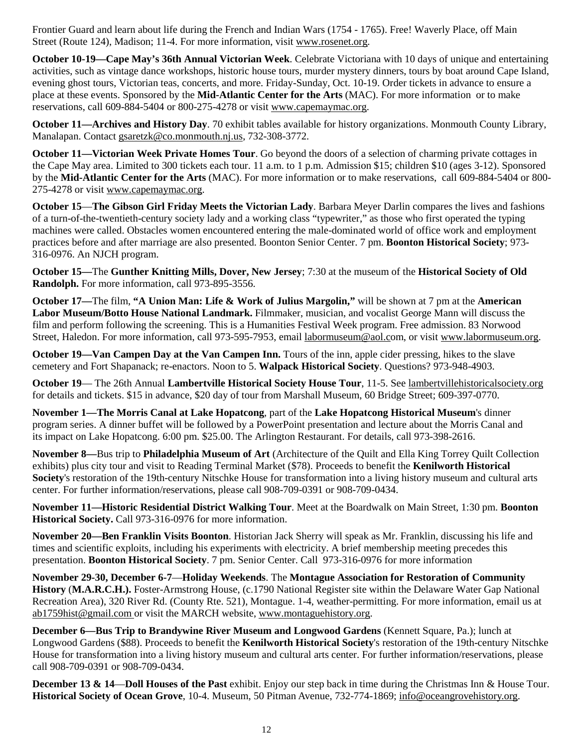Frontier Guard and learn about life during the French and Indian Wars (1754 - 1765). Free! Waverly Place, off Main Street (Route 124), Madison; 11-4. For more information, visit www.rosenet.org.

**October 10-19—Cape May's 36th Annual Victorian Week**. Celebrate Victoriana with 10 days of unique and entertaining activities, such as vintage dance workshops, historic house tours, murder mystery dinners, tours by boat around Cape Island, evening ghost tours, Victorian teas, concerts, and more. Friday-Sunday, Oct. 10-19. Order tickets in advance to ensure a place at these events. Sponsored by the **Mid-Atlantic Center for the Arts** (MAC). For more information or to make reservations, call 609-884-5404 or 800-275-4278 or visit www.capemaymac.org.

**October 11—Archives and History Day**. 70 exhibit tables available for history organizations. Monmouth County Library, Manalapan. Contact gsaretzk@co.monmouth.nj.us, 732-308-3772.

**October 11—Victorian Week Private Homes Tour**. Go beyond the doors of a selection of charming private cottages in the Cape May area. Limited to 300 tickets each tour. 11 a.m. to 1 p.m. Admission $15; children $10 (ages 3-12). Sponsored by the **Mid-Atlantic Center for the Arts** (MAC). For more information or to make reservations, call 609-884-5404 or 800-275-4278 or visit www.capemaymac.org.

**October 15**—**The Gibson Girl Friday Meets the Victorian Lady**. Barbara Meyer Darlin compares the lives and fashions of a turn-of-the-twentieth-century society lady and a working class "typewriter," as those who first operated the typing machines were called. Obstacles women encountered entering the male-dominated world of office work and employment practices before and after marriage are also presented. Boonton Senior Center. 7 pm. **Boonton Historical Society**; 973-316-0976. An NJCH program.

**October 15—**The **Gunther Knitting Mills, Dover, New Jersey**; 7:30 at the museum of the **Historical Society of Old Randolph.** For more information, call 973-895-3556.

**October 17—**The film, **"A Union Man: Life & Work of Julius Margolin,"** will be shown at 7 pm at the **American Labor Museum/Botto House National Landmark.** Filmmaker, musician, and vocalist George Mann will discuss the film and perform following the screening. This is a Humanities Festival Week program. Free admission. 83 Norwood Street, Haledon. For more information, call 973-595-7953, email labormuseum@aol.com, or visit www.labormuseum.org.

**October 19—Van Campen Day at the Van Campen Inn.** Tours of the inn, apple cider pressing, hikes to the slave cemetery and Fort Shapanack; re-enactors. Noon to 5. **Walpack Historical Society**. Questions? 973-948-4903.

**October 19**— The 26th Annual **Lambertville Historical Society House Tour**, 11-5. See lambertvillehistoricalsociety.org for details and tickets. $15 in advance, $20 day of tour from Marshall Museum, 60 Bridge Street; 609-397-0770.

**November 1—The Morris Canal at Lake Hopatcong**, part of the **Lake Hopatcong Historical Museum**'s dinner program series. A dinner buffet will be followed by a PowerPoint presentation and lecture about the Morris Canal and its impact on Lake Hopatcong. 6:00 pm. $25.00. The Arlington Restaurant. For details, call 973-398-2616.

**November 8—**Bus trip to **Philadelphia Museum of Art** (Architecture of the Quilt and Ella King Torrey Quilt Collection exhibits) plus city tour and visit to Reading Terminal Market ($78). Proceeds to benefit the **Kenilworth Historical Society**'s restoration of the 19th-century Nitschke House for transformation into a living history museum and cultural arts center. For further information/reservations, please call 908-709-0391 or 908-709-0434.

**November 11—Historic Residential District Walking Tour**. Meet at the Boardwalk on Main Street, 1:30 pm. **Boonton Historical Society.** Call 973-316-0976 for more information.

**November 20—Ben Franklin Visits Boonton**. Historian Jack Sherry will speak as Mr. Franklin, discussing his life and times and scientific exploits, including his experiments with electricity. A brief membership meeting precedes this presentation. **Boonton Historical Society**. 7 pm. Senior Center. Call 973-316-0976 for more information

**November 29-30, December 6-7**—**Holiday Weekends**. The **Montague Association for Restoration of Community History** (**M.A.R.C.H.).** Foster-Armstrong House, (c.1790 National Register site within the Delaware Water Gap National Recreation Area), 320 River Rd. (County Rte. 521), Montague. 1-4, weather-permitting. For more information, email us at ab1759hist@gmail.com or visit the MARCH website, www.montaguehistory.org.

**December 6—Bus Trip to Brandywine River Museum and Longwood Gardens** (Kennett Square, Pa.); lunch at Longwood Gardens ($88). Proceeds to benefit the **Kenilworth Historical Society**'s restoration of the 19th-century Nitschke House for transformation into a living history museum and cultural arts center. For further information/reservations, please call 908-709-0391 or 908-709-0434.

**December 13 & 14**—**Doll Houses of the Past** exhibit. Enjoy our step back in time during the Christmas Inn & House Tour. **Historical Society of Ocean Grove**, 10-4. Museum, 50 Pitman Avenue, 732-774-1869; info@oceangrovehistory.org.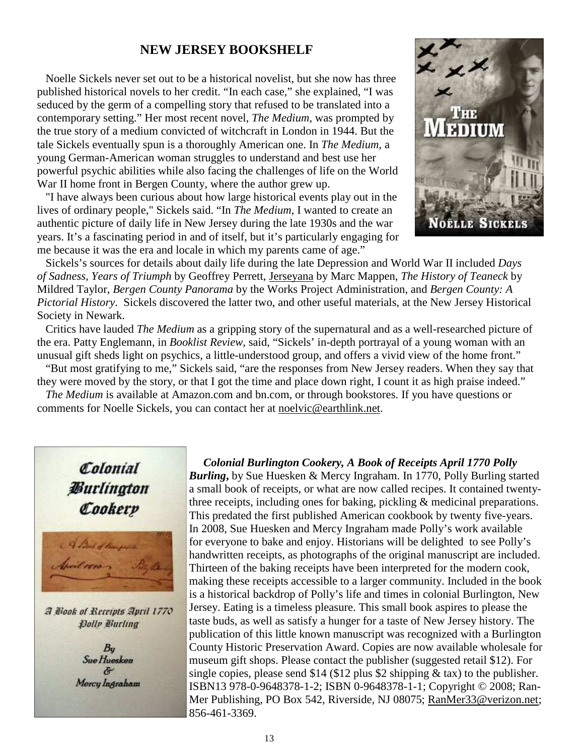## NEW JERSEY BOOKSHELF

Noelle Sickels never set out to be a historical novelist, but she now has three published historical novels to her credit. "In each case," she explained, "I was seduced by the germ of a compelling story that refused to be translated into a contemporary setting." Her most recent novel, *The Medium*, was prompted by the true story of a medium convicted of witchcraft in London in 1944. But the tale Sickels eventually spun is a thoroughly American one. In *The Medium*, a young German-American woman struggles to understand and best use her powerful psychic abilities while also facing the challenges of life on the World War II home front in Bergen County, where the author grew up.

"I have always been curious about how large historical events play out in the lives of ordinary people," Sickels said. "In *The Medium*, I wanted to create an authentic picture of daily life in New Jersey during the late 1930s and the war years. It's a fascinating period in and of itself, but it's particularly engaging for me because it was the era and locale in which my parents came of age."

Sickels's sources for details about daily life during the late Depression and World War II included *Days of Sadness, Years of Triumph* by Geoffrey Perrett, Jerseyana by Marc Mappen, *The History of Teaneck* by Mildred Taylor, *Bergen County Panorama* by the Works Project Administration, and *Bergen County: A Pictorial History*. Sickels discovered the latter two, and other useful materials, at the New Jersey Historical Society in Newark.

Critics have lauded *The Medium* as a gripping story of the supernatural and as a well-researched picture of the era. Patty Englemann, in *Booklist Review*, said, "Sickels' in-depth portrayal of a young woman with an unusual gift sheds light on psychics, a little-understood group, and offers a vivid view of the home front."

"But most gratifying to me," Sickels said, "are the responses from New Jersey readers. When they say that they were moved by the story, or that I got the time and place down right, I count it as high praise indeed."

*The Medium* is available at Amazon.com and bn.com, or through bookstores. If you have questions or comments for Noelle Sickels, you can contact her at noelvic@earthlink.net.

***Colonial Burlington Cookery, A Book of Receipts April 1770 Polly Burling***, by Sue Huesken & Mercy Ingraham. In 1770, Polly Burling started a small book of receipts, or what are now called recipes. It contained twenty-three receipts, including ones for baking, pickling & medicinal preparations. This predated the first published American cookbook by twenty five-years. In 2008, Sue Huesken and Mercy Ingraham made Polly's work available for everyone to bake and enjoy. Historians will be delighted to see Polly's handwritten receipts, as photographs of the original manuscript are included. Thirteen of the baking receipts have been interpreted for the modern cook, making these receipts accessible to a larger community. Included in the book is a historical backdrop of Polly's life and times in colonial Burlington, New Jersey. Eating is a timeless pleasure. This small book aspires to please the taste buds, as well as satisfy a hunger for a taste of New Jersey history. The publication of this little known manuscript was recognized with a Burlington County Historic Preservation Award. Copies are now available wholesale for museum gift shops. Please contact the publisher (suggested retail $12). For single copies, please send $14 ($12 plus $2 shipping & tax) to the publisher. ISBN13 978-0-9648378-1-2; ISBN 0-9648378-1-1; Copyright © 2008; Ran-Mer Publishing, PO Box 542, Riverside, NJ 08075; RanMer33@verizon.net; 856-461-3369.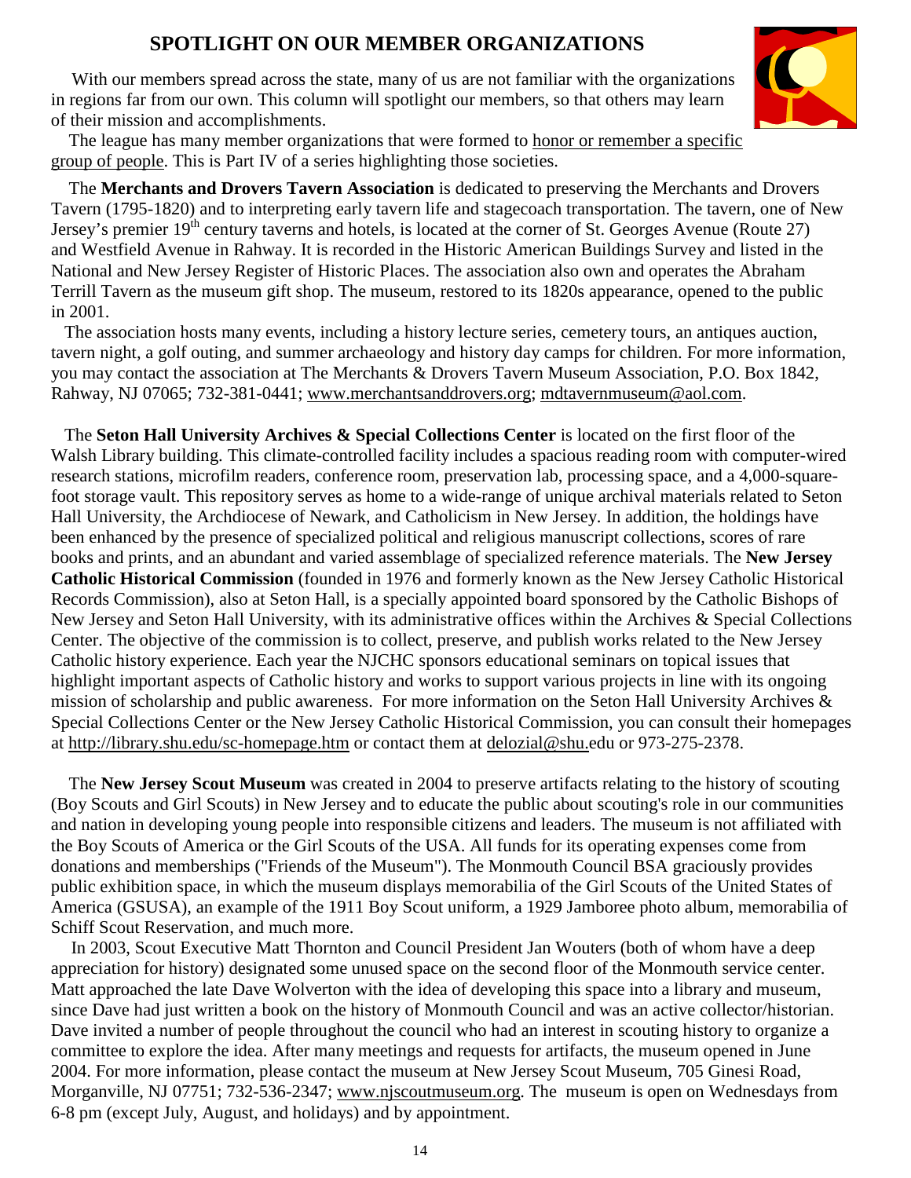# SPOTLIGHT ON OUR MEMBER ORGANIZATIONS

With our members spread across the state, many of us are not familiar with the organizations in regions far from our own. This column will spotlight our members, so that others may learn of their mission and accomplishments.

The league has many member organizations that were formed to honor or remember a specific group of people. This is Part IV of a series highlighting those societies.

The **Merchants and Drovers Tavern Association** is dedicated to preserving the Merchants and Drovers Tavern (1795-1820) and to interpreting early tavern life and stagecoach transportation. The tavern, one of New Jersey's premier 19th century taverns and hotels, is located at the corner of St. Georges Avenue (Route 27) and Westfield Avenue in Rahway. It is recorded in the Historic American Buildings Survey and listed in the National and New Jersey Register of Historic Places. The association also own and operates the Abraham Terrill Tavern as the museum gift shop. The museum, restored to its 1820s appearance, opened to the public in 2001.

The association hosts many events, including a history lecture series, cemetery tours, an antiques auction, tavern night, a golf outing, and summer archaeology and history day camps for children. For more information, you may contact the association at The Merchants & Drovers Tavern Museum Association, P.O. Box 1842, Rahway, NJ 07065; 732-381-0441; www.merchantsanddrovers.org; mdtavernmuseum@aol.com.

The **Seton Hall University Archives & Special Collections Center** is located on the first floor of the Walsh Library building. This climate-controlled facility includes a spacious reading room with computer-wired research stations, microfilm readers, conference room, preservation lab, processing space, and a 4,000-square-foot storage vault. This repository serves as home to a wide-range of unique archival materials related to Seton Hall University, the Archdiocese of Newark, and Catholicism in New Jersey. In addition, the holdings have been enhanced by the presence of specialized political and religious manuscript collections, scores of rare books and prints, and an abundant and varied assemblage of specialized reference materials. The **New Jersey Catholic Historical Commission** (founded in 1976 and formerly known as the New Jersey Catholic Historical Records Commission), also at Seton Hall, is a specially appointed board sponsored by the Catholic Bishops of New Jersey and Seton Hall University, with its administrative offices within the Archives & Special Collections Center. The objective of the commission is to collect, preserve, and publish works related to the New Jersey Catholic history experience. Each year the NJCHC sponsors educational seminars on topical issues that highlight important aspects of Catholic history and works to support various projects in line with its ongoing mission of scholarship and public awareness. For more information on the Seton Hall University Archives & Special Collections Center or the New Jersey Catholic Historical Commission, you can consult their homepages at http://library.shu.edu/sc-homepage.htm or contact them at delozial@shu.edu or 973-275-2378.

The **New Jersey Scout Museum** was created in 2004 to preserve artifacts relating to the history of scouting (Boy Scouts and Girl Scouts) in New Jersey and to educate the public about scouting's role in our communities and nation in developing young people into responsible citizens and leaders. The museum is not affiliated with the Boy Scouts of America or the Girl Scouts of the USA. All funds for its operating expenses come from donations and memberships ("Friends of the Museum"). The Monmouth Council BSA graciously provides public exhibition space, in which the museum displays memorabilia of the Girl Scouts of the United States of America (GSUSA), an example of the 1911 Boy Scout uniform, a 1929 Jamboree photo album, memorabilia of Schiff Scout Reservation, and much more.

In 2003, Scout Executive Matt Thornton and Council President Jan Wouters (both of whom have a deep appreciation for history) designated some unused space on the second floor of the Monmouth service center. Matt approached the late Dave Wolverton with the idea of developing this space into a library and museum, since Dave had just written a book on the history of Monmouth Council and was an active collector/historian. Dave invited a number of people throughout the council who had an interest in scouting history to organize a committee to explore the idea. After many meetings and requests for artifacts, the museum opened in June 2004. For more information, please contact the museum at New Jersey Scout Museum, 705 Ginesi Road, Morganville, NJ 07751; 732-536-2347; www.njscoutmuseum.org. The museum is open on Wednesdays from 6-8 pm (except July, August, and holidays) and by appointment.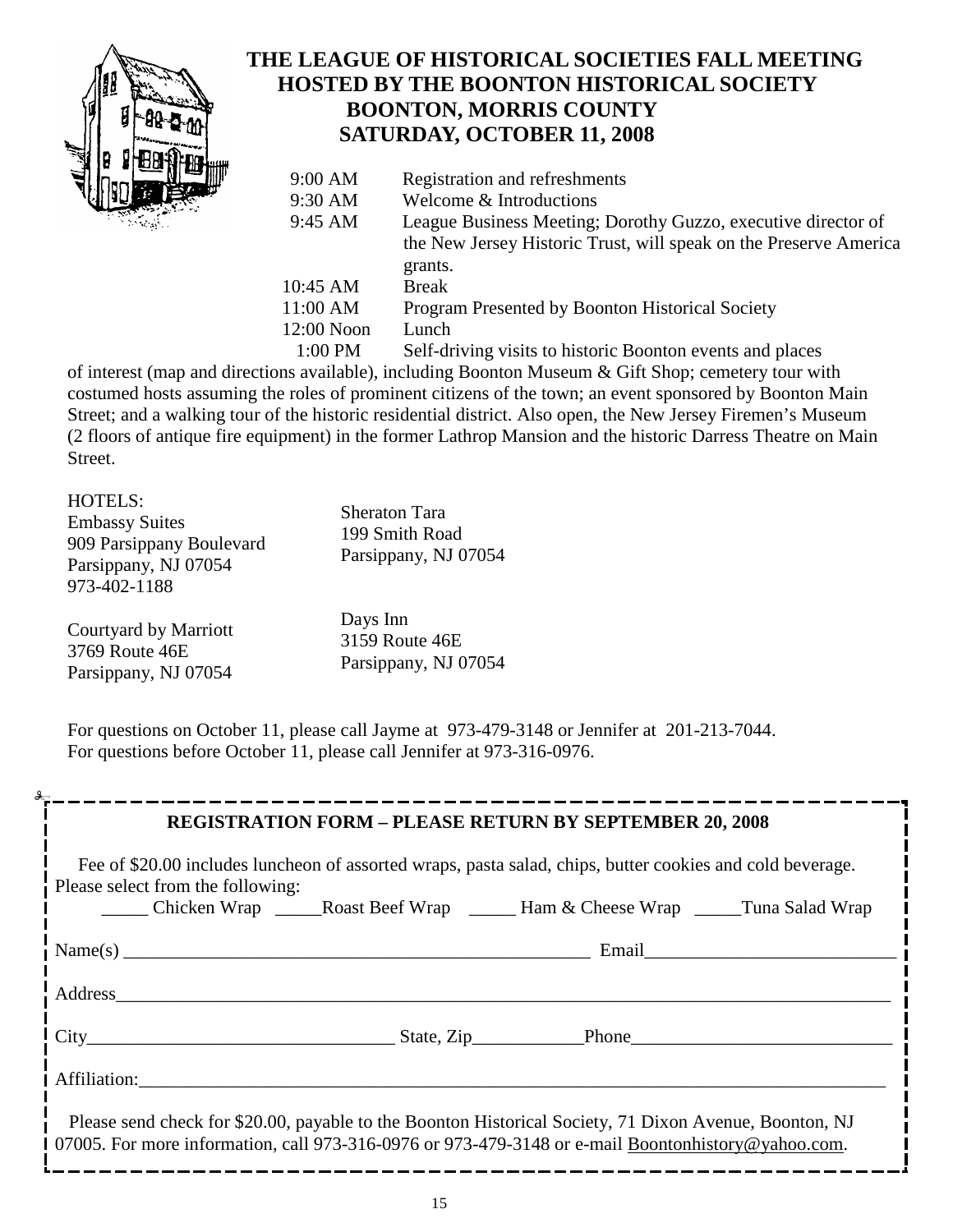# THE LEAGUE OF HISTORICAL SOCIETIES FALL MEETING
## HOSTED BY THE BOONTON HISTORICAL SOCIETY
## BOONTON, MORRIS COUNTY
## SATURDAY, OCTOBER 11, 2008

| | |
|---|---|
| 9:00 AM | Registration and refreshments |
| 9:30 AM | Welcome & Introductions |
| 9:45 AM | League Business Meeting; Dorothy Guzzo, executive director of the New Jersey Historic Trust, will speak on the Preserve America grants. |
| 10:45 AM | Break |
| 11:00 AM | Program Presented by Boonton Historical Society |
| 12:00 Noon | Lunch |
| 1:00 PM | Self-driving visits to historic Boonton events and places |

of interest (map and directions available), including Boonton Museum & Gift Shop; cemetery tour with costumed hosts assuming the roles of prominent citizens of the town; an event sponsored by Boonton Main Street; and a walking tour of the historic residential district. Also open, the New Jersey Firemen's Museum (2 floors of antique fire equipment) in the former Lathrop Mansion and the historic Darress Theatre on Main Street.

HOTELS:

Embassy Suites
909 Parsippany Boulevard
Parsippany, NJ 07054
973-402-1188

Sheraton Tara
199 Smith Road
Parsippany, NJ 07054

Courtyard by Marriott
3769 Route 46E
Parsippany, NJ 07054

Days Inn
3159 Route 46E
Parsippany, NJ 07054

For questions on October 11, please call Jayme at 973-479-3148 or Jennifer at 201-213-7044.
For questions before October 11, please call Jennifer at 973-316-0976.

---

**REGISTRATION FORM – PLEASE RETURN BY SEPTEMBER 20, 2008**

Fee of $20.00 includes luncheon of assorted wraps, pasta salad, chips, butter cookies and cold beverage. Please select from the following:

_____ Chicken Wrap _____Roast Beef Wrap _____ Ham & Cheese Wrap _____Tuna Salad Wrap

Name(s) ____________________________________________________ Email___________________________

Address_____________________________________________________________________________________

City________________________________ State, Zip___________Phone____________________________

Affiliation:___________________________________________________________________________________

Please send check for $20.00, payable to the Boonton Historical Society, 71 Dixon Avenue, Boonton, NJ 07005. For more information, call 973-316-0976 or 973-479-3148 or e-mail Boontonhistory@yahoo.com.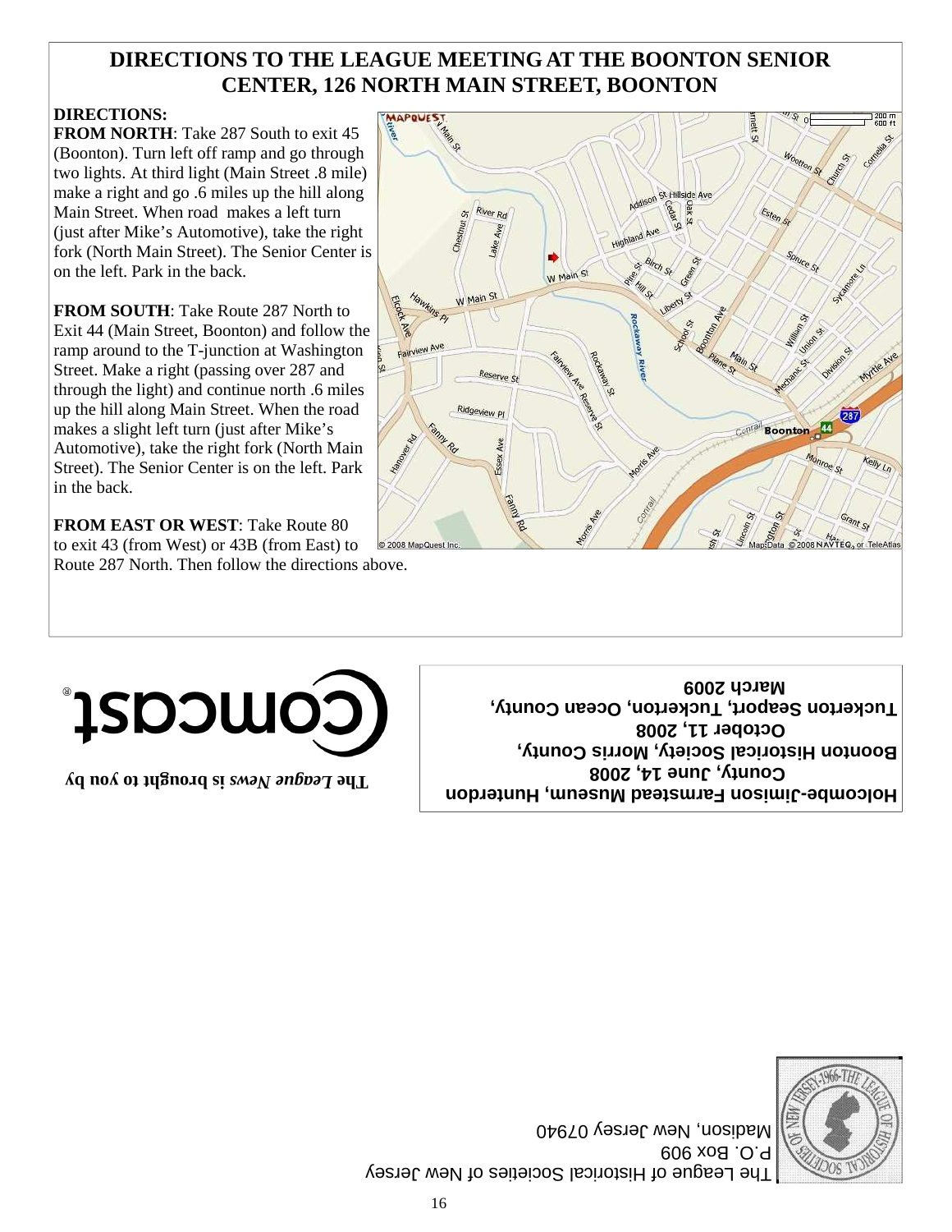## DIRECTIONS TO THE LEAGUE MEETING AT THE BOONTON SENIOR CENTER, 126 NORTH MAIN STREET, BOONTON

**DIRECTIONS:**

**FROM NORTH**: Take 287 South to exit 45 (Boonton). Turn left off ramp and go through two lights. At third light (Main Street .8 mile) make a right and go .6 miles up the hill along Main Street. When road makes a left turn (just after Mike's Automotive), take the right fork (North Main Street). The Senior Center is on the left. Park in the back.

**FROM SOUTH**: Take Route 287 North to Exit 44 (Main Street, Boonton) and follow the ramp around to the T-junction at Washington Street. Make a right (passing over 287 and through the light) and continue north .6 miles up the hill along Main Street. When the road makes a slight left turn (just after Mike's Automotive), take the right fork (North Main Street). The Senior Center is on the left. Park in the back.

**FROM EAST OR WEST**: Take Route 80 to exit 43 (from West) or 43B (from East) to Route 287 North. Then follow the directions above.

**Holcombe-Jimison Farmstead Museum, Hunterdon County, June 14, 2008**
**Boonton Historical Society, Morris County, October 11, 2008**
**Tuckerton Seaport, Tuckerton, Ocean County, March 2009**

**The *League News* is brought to you by** Comcast®

The League of Historical Societies of New Jersey
P.O. Box 909
Madison, New Jersey 07940